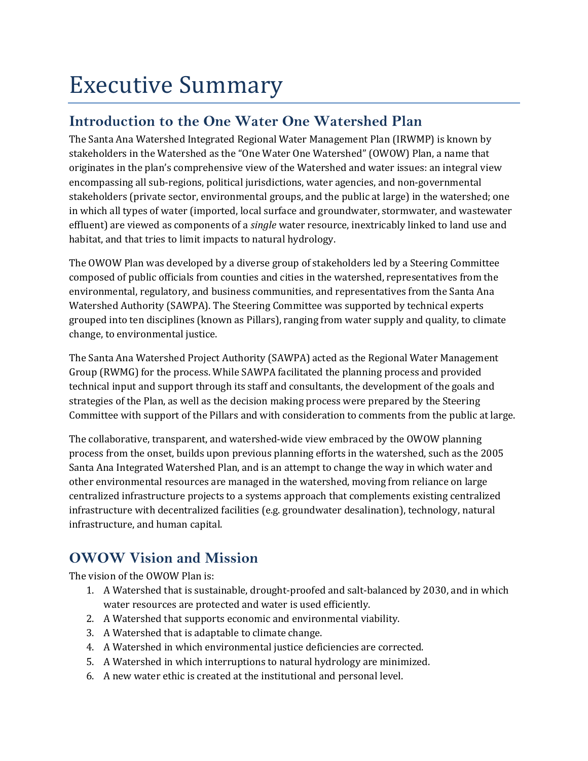# Executive Summary

## Introduction to the One Water One Watershed Plan

The Santa Ana Watershed Integrated Regional Water Management Plan (IRWMP) is known by stakeholders in the Watershed as the "One Water One Watershed" (OWOW) Plan, a name that originates in the plan's comprehensive view of the Watershed and water issues: an integral view encompassing all sub-regions, political jurisdictions, water agencies, and non-governmental stakeholders (private sector, environmental groups, and the public at large) in the watershed; one in which all types of water (imported, local surface and groundwater, stormwater, and wastewater effluent) are viewed as components of a *single* water resource, inextricably linked to land use and habitat, and that tries to limit impacts to natural hydrology.

The OWOW Plan was developed by a diverse group of stakeholders led by a Steering Committee composed of public officials from counties and cities in the watershed, representatives from the environmental, regulatory, and business communities, and representatives from the Santa Ana Watershed Authority (SAWPA). The Steering Committee was supported by technical experts grouped into ten disciplines (known as Pillars), ranging from water supply and quality, to climate change, to environmental justice.

The Santa Ana Watershed Project Authority (SAWPA) acted as the Regional Water Management Group (RWMG) for the process. While SAWPA facilitated the planning process and provided technical input and support through its staff and consultants, the development of the goals and strategies of the Plan, as well as the decision making process were prepared by the Steering Committee with support of the Pillars and with consideration to comments from the public at large.

The collaborative, transparent, and watershed-wide view embraced by the OWOW planning process from the onset, builds upon previous planning efforts in the watershed, such as the 2005 Santa Ana Integrated Watershed Plan, and is an attempt to change the way in which water and other environmental resources are managed in the watershed, moving from reliance on large centralized infrastructure projects to a systems approach that complements existing centralized infrastructure with decentralized facilities (e.g. groundwater desalination), technology, natural infrastructure, and human capital.

## OWOW Vision and Mission

The vision of the OWOW Plan is:

1. A Watershed that is sustainable, drought-proofed and salt-balanced by 2030, and in which water resources are protected and water is used efficiently.
2. A Watershed that supports economic and environmental viability.
3. A Watershed that is adaptable to climate change.
4. A Watershed in which environmental justice deficiencies are corrected.
5. A Watershed in which interruptions to natural hydrology are minimized.
6. A new water ethic is created at the institutional and personal level.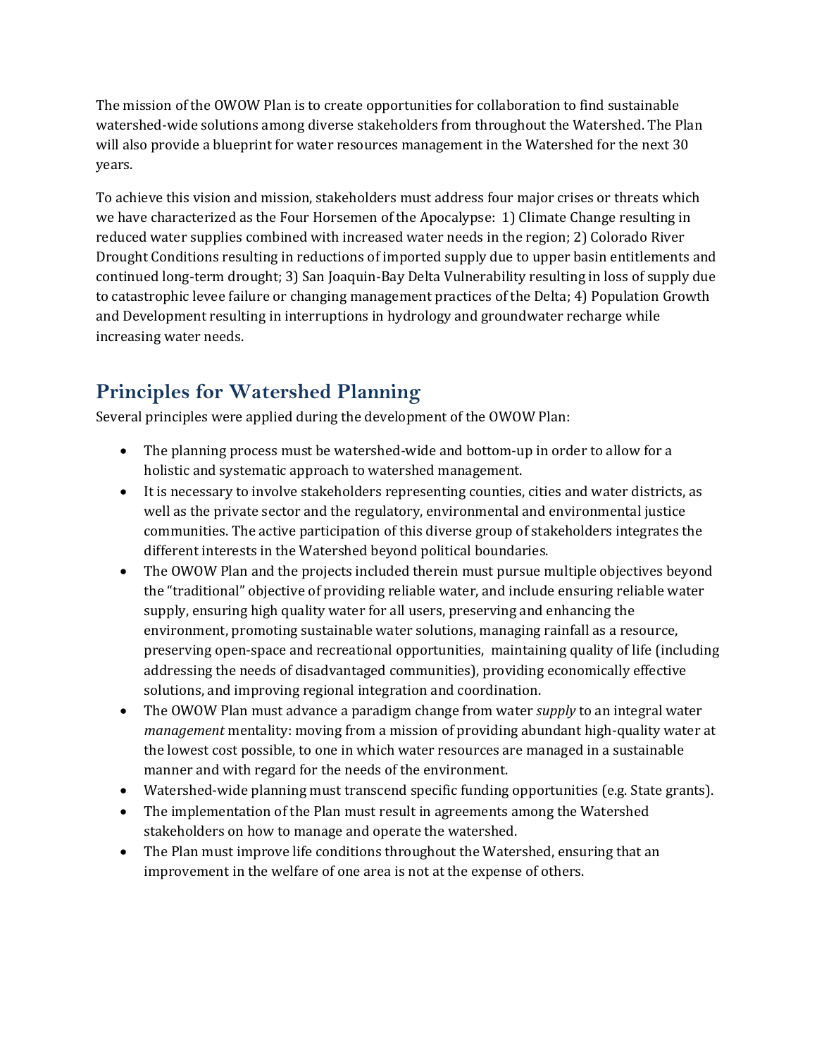The mission of the OWOW Plan is to create opportunities for collaboration to find sustainable watershed-wide solutions among diverse stakeholders from throughout the Watershed. The Plan will also provide a blueprint for water resources management in the Watershed for the next 30 years.

To achieve this vision and mission, stakeholders must address four major crises or threats which we have characterized as the Four Horsemen of the Apocalypse: 1) Climate Change resulting in reduced water supplies combined with increased water needs in the region; 2) Colorado River Drought Conditions resulting in reductions of imported supply due to upper basin entitlements and continued long-term drought; 3) San Joaquin-Bay Delta Vulnerability resulting in loss of supply due to catastrophic levee failure or changing management practices of the Delta; 4) Population Growth and Development resulting in interruptions in hydrology and groundwater recharge while increasing water needs.

## Principles for Watershed Planning

Several principles were applied during the development of the OWOW Plan:

- The planning process must be watershed-wide and bottom-up in order to allow for a holistic and systematic approach to watershed management.
- It is necessary to involve stakeholders representing counties, cities and water districts, as well as the private sector and the regulatory, environmental and environmental justice communities. The active participation of this diverse group of stakeholders integrates the different interests in the Watershed beyond political boundaries.
- The OWOW Plan and the projects included therein must pursue multiple objectives beyond the "traditional" objective of providing reliable water, and include ensuring reliable water supply, ensuring high quality water for all users, preserving and enhancing the environment, promoting sustainable water solutions, managing rainfall as a resource, preserving open-space and recreational opportunities, maintaining quality of life (including addressing the needs of disadvantaged communities), providing economically effective solutions, and improving regional integration and coordination.
- The OWOW Plan must advance a paradigm change from water *supply* to an integral water *management* mentality: moving from a mission of providing abundant high-quality water at the lowest cost possible, to one in which water resources are managed in a sustainable manner and with regard for the needs of the environment.
- Watershed-wide planning must transcend specific funding opportunities (e.g. State grants).
- The implementation of the Plan must result in agreements among the Watershed stakeholders on how to manage and operate the watershed.
- The Plan must improve life conditions throughout the Watershed, ensuring that an improvement in the welfare of one area is not at the expense of others.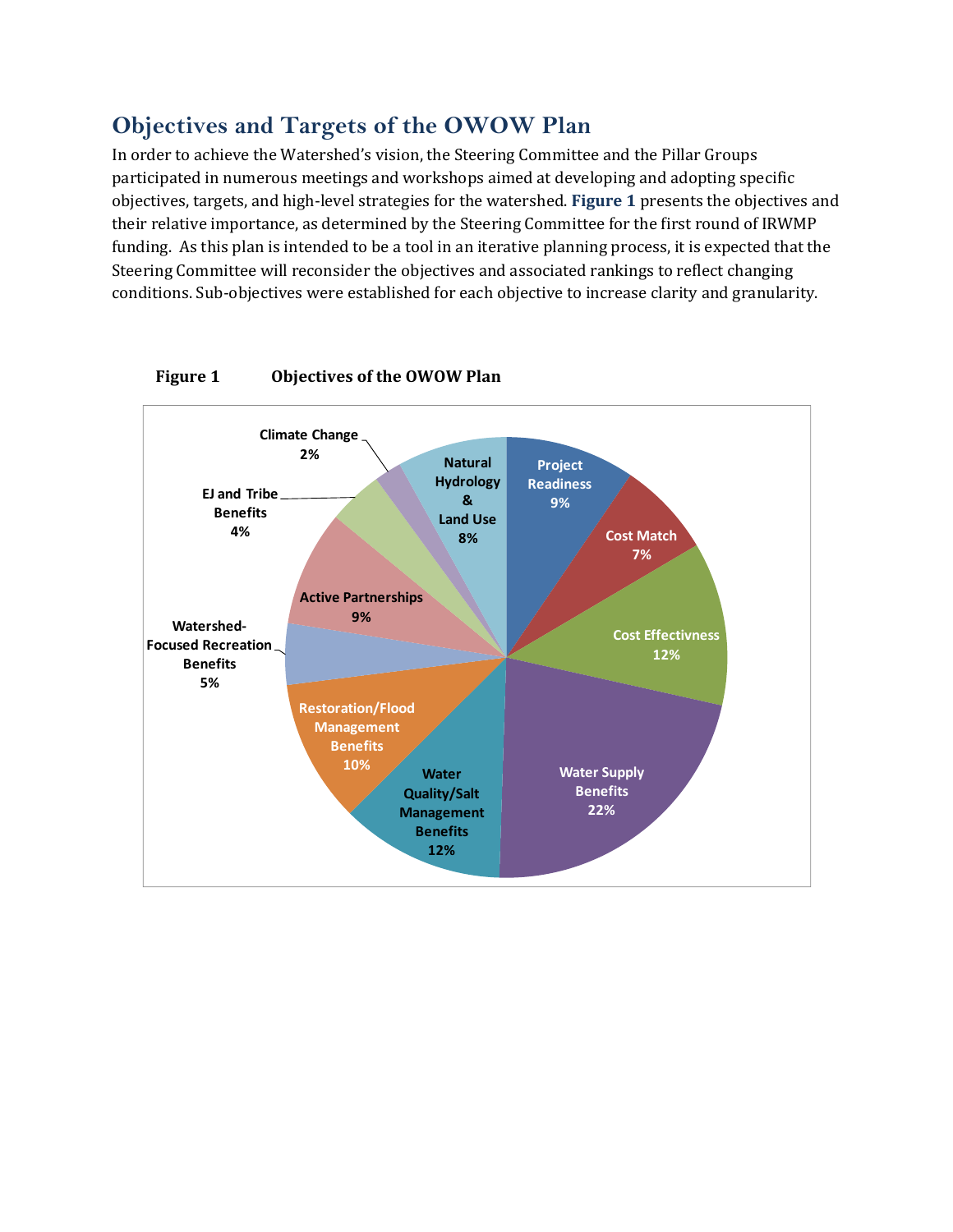## Objectives and Targets of the OWOW Plan

In order to achieve the Watershed's vision, the Steering Committee and the Pillar Groups participated in numerous meetings and workshops aimed at developing and adopting specific objectives, targets, and high-level strategies for the watershed. **Figure 1** presents the objectives and their relative importance, as determined by the Steering Committee for the first round of IRWMP funding. As this plan is intended to be a tool in an iterative planning process, it is expected that the Steering Committee will reconsider the objectives and associated rankings to reflect changing conditions. Sub-objectives were established for each objective to increase clarity and granularity.

**Figure 1 Objectives of the OWOW Plan**

| Objective | Percentage |
| --- | --- |
| Project Readiness | 9% |
| Cost Match | 7% |
| Cost Effectivness | 12% |
| Water Supply Benefits | 22% |
| Water Quality/Salt Management Benefits | 12% |
| Restoration/Flood Management Benefits | 10% |
| Watershed-Focused Recreation Benefits | 5% |
| Active Partnerships | 9% |
| EJ and Tribe Benefits | 4% |
| Climate Change | 2% |
| Natural Hydrology & Land Use | 8% |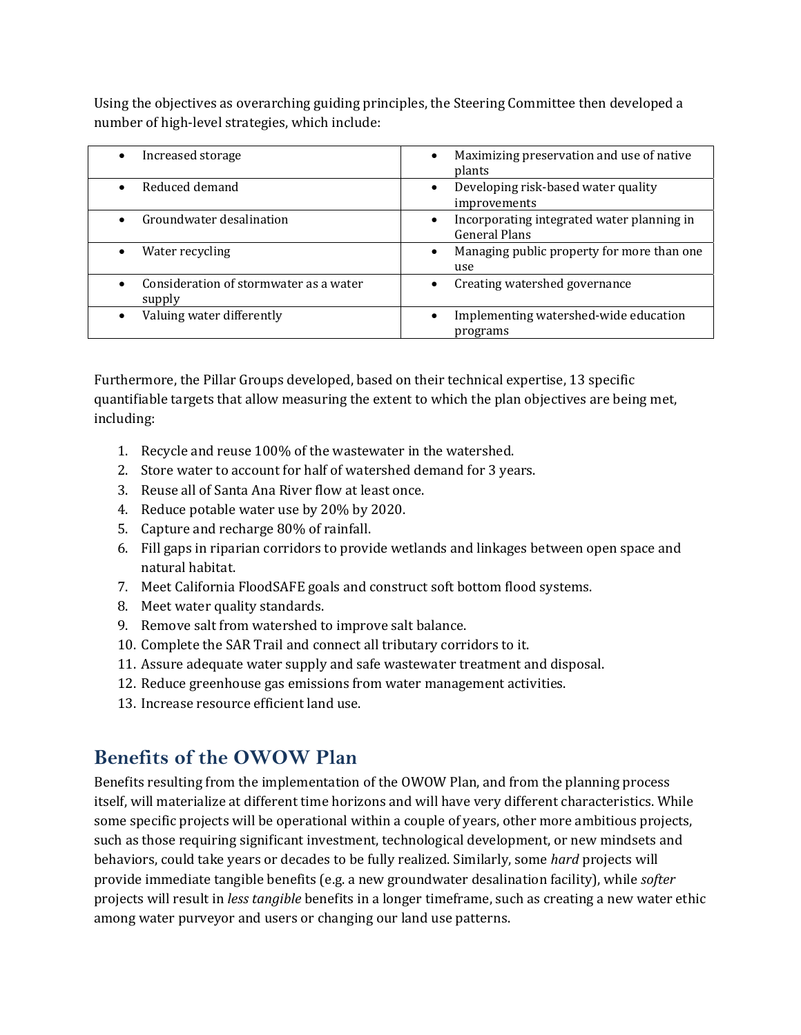Using the objectives as overarching guiding principles, the Steering Committee then developed a number of high-level strategies, which include:

| | |
|---|---|
| • Increased storage | • Maximizing preservation and use of native plants |
| • Reduced demand | • Developing risk-based water quality improvements |
| • Groundwater desalination | • Incorporating integrated water planning in General Plans |
| • Water recycling | • Managing public property for more than one use |
| • Consideration of stormwater as a water supply | • Creating watershed governance |
| • Valuing water differently | • Implementing watershed-wide education programs |

Furthermore, the Pillar Groups developed, based on their technical expertise, 13 specific quantifiable targets that allow measuring the extent to which the plan objectives are being met, including:

1. Recycle and reuse 100% of the wastewater in the watershed.
2. Store water to account for half of watershed demand for 3 years.
3. Reuse all of Santa Ana River flow at least once.
4. Reduce potable water use by 20% by 2020.
5. Capture and recharge 80% of rainfall.
6. Fill gaps in riparian corridors to provide wetlands and linkages between open space and natural habitat.
7. Meet California FloodSAFE goals and construct soft bottom flood systems.
8. Meet water quality standards.
9. Remove salt from watershed to improve salt balance.
10. Complete the SAR Trail and connect all tributary corridors to it.
11. Assure adequate water supply and safe wastewater treatment and disposal.
12. Reduce greenhouse gas emissions from water management activities.
13. Increase resource efficient land use.

## Benefits of the OWOW Plan

Benefits resulting from the implementation of the OWOW Plan, and from the planning process itself, will materialize at different time horizons and will have very different characteristics. While some specific projects will be operational within a couple of years, other more ambitious projects, such as those requiring significant investment, technological development, or new mindsets and behaviors, could take years or decades to be fully realized. Similarly, some *hard* projects will provide immediate tangible benefits (e.g. a new groundwater desalination facility), while *softer* projects will result in *less tangible* benefits in a longer timeframe, such as creating a new water ethic among water purveyor and users or changing our land use patterns.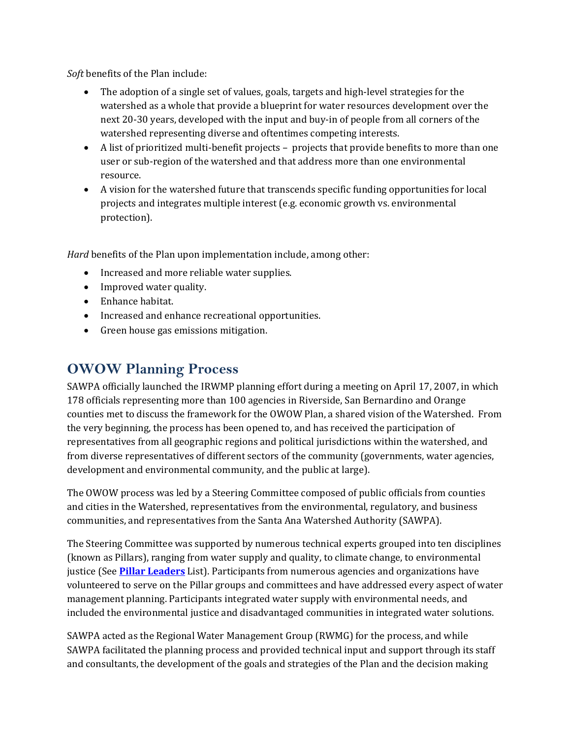*Soft* benefits of the Plan include:

- The adoption of a single set of values, goals, targets and high-level strategies for the watershed as a whole that provide a blueprint for water resources development over the next 20-30 years, developed with the input and buy-in of people from all corners of the watershed representing diverse and oftentimes competing interests.
- A list of prioritized multi-benefit projects – projects that provide benefits to more than one user or sub-region of the watershed and that address more than one environmental resource.
- A vision for the watershed future that transcends specific funding opportunities for local projects and integrates multiple interest (e.g. economic growth vs. environmental protection).

*Hard* benefits of the Plan upon implementation include, among other:

- Increased and more reliable water supplies.
- Improved water quality.
- Enhance habitat.
- Increased and enhance recreational opportunities.
- Green house gas emissions mitigation.

## OWOW Planning Process

SAWPA officially launched the IRWMP planning effort during a meeting on April 17, 2007, in which 178 officials representing more than 100 agencies in Riverside, San Bernardino and Orange counties met to discuss the framework for the OWOW Plan, a shared vision of the Watershed. From the very beginning, the process has been opened to, and has received the participation of representatives from all geographic regions and political jurisdictions within the watershed, and from diverse representatives of different sectors of the community (governments, water agencies, development and environmental community, and the public at large).

The OWOW process was led by a Steering Committee composed of public officials from counties and cities in the Watershed, representatives from the environmental, regulatory, and business communities, and representatives from the Santa Ana Watershed Authority (SAWPA).

The Steering Committee was supported by numerous technical experts grouped into ten disciplines (known as Pillars), ranging from water supply and quality, to climate change, to environmental justice (See **Pillar Leaders** List). Participants from numerous agencies and organizations have volunteered to serve on the Pillar groups and committees and have addressed every aspect of water management planning. Participants integrated water supply with environmental needs, and included the environmental justice and disadvantaged communities in integrated water solutions.

SAWPA acted as the Regional Water Management Group (RWMG) for the process, and while SAWPA facilitated the planning process and provided technical input and support through its staff and consultants, the development of the goals and strategies of the Plan and the decision making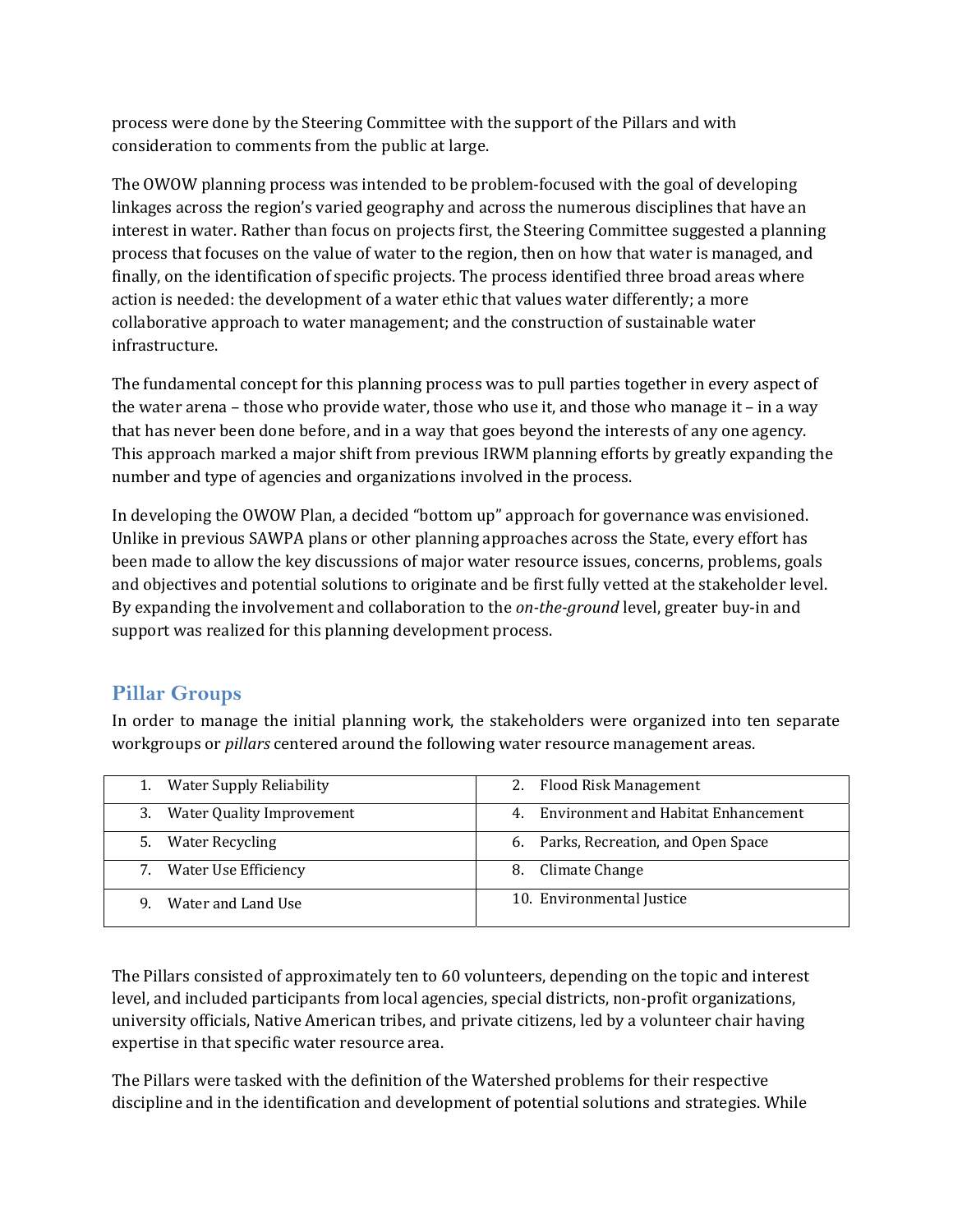process were done by the Steering Committee with the support of the Pillars and with consideration to comments from the public at large.

The OWOW planning process was intended to be problem-focused with the goal of developing linkages across the region's varied geography and across the numerous disciplines that have an interest in water. Rather than focus on projects first, the Steering Committee suggested a planning process that focuses on the value of water to the region, then on how that water is managed, and finally, on the identification of specific projects. The process identified three broad areas where action is needed: the development of a water ethic that values water differently; a more collaborative approach to water management; and the construction of sustainable water infrastructure.

The fundamental concept for this planning process was to pull parties together in every aspect of the water arena – those who provide water, those who use it, and those who manage it – in a way that has never been done before, and in a way that goes beyond the interests of any one agency. This approach marked a major shift from previous IRWM planning efforts by greatly expanding the number and type of agencies and organizations involved in the process.

In developing the OWOW Plan, a decided "bottom up" approach for governance was envisioned. Unlike in previous SAWPA plans or other planning approaches across the State, every effort has been made to allow the key discussions of major water resource issues, concerns, problems, goals and objectives and potential solutions to originate and be first fully vetted at the stakeholder level. By expanding the involvement and collaboration to the *on-the-ground* level, greater buy-in and support was realized for this planning development process.

## Pillar Groups

In order to manage the initial planning work, the stakeholders were organized into ten separate workgroups or *pillars* centered around the following water resource management areas.

| | |
|---|---|
| 1. Water Supply Reliability | 2. Flood Risk Management |
| 3. Water Quality Improvement | 4. Environment and Habitat Enhancement |
| 5. Water Recycling | 6. Parks, Recreation, and Open Space |
| 7. Water Use Efficiency | 8. Climate Change |
| 9. Water and Land Use | 10. Environmental Justice |

The Pillars consisted of approximately ten to 60 volunteers, depending on the topic and interest level, and included participants from local agencies, special districts, non-profit organizations, university officials, Native American tribes, and private citizens, led by a volunteer chair having expertise in that specific water resource area.

The Pillars were tasked with the definition of the Watershed problems for their respective discipline and in the identification and development of potential solutions and strategies. While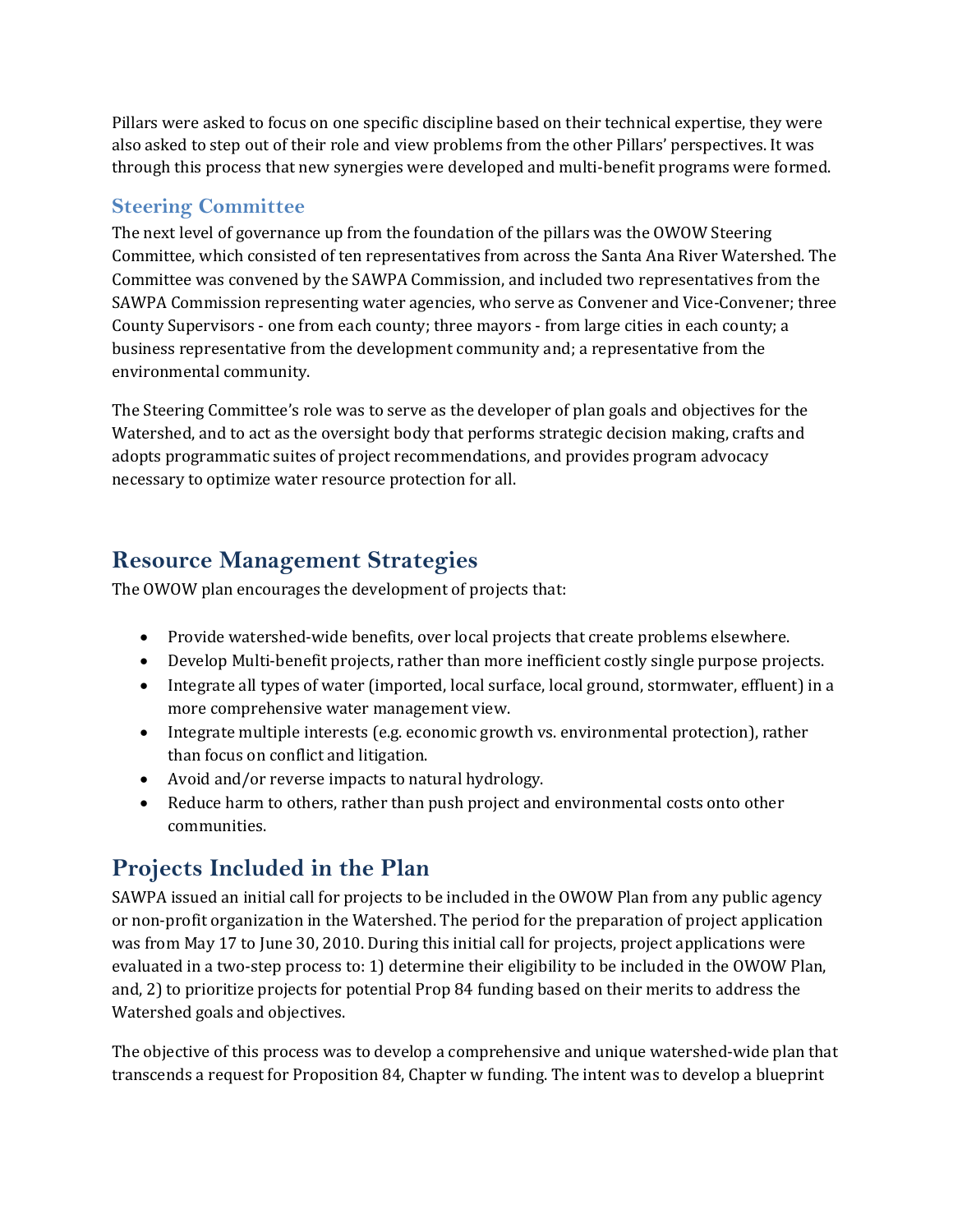Pillars were asked to focus on one specific discipline based on their technical expertise, they were also asked to step out of their role and view problems from the other Pillars' perspectives. It was through this process that new synergies were developed and multi-benefit programs were formed.

### Steering Committee

The next level of governance up from the foundation of the pillars was the OWOW Steering Committee, which consisted of ten representatives from across the Santa Ana River Watershed. The Committee was convened by the SAWPA Commission, and included two representatives from the SAWPA Commission representing water agencies, who serve as Convener and Vice-Convener; three County Supervisors - one from each county; three mayors - from large cities in each county; a business representative from the development community and; a representative from the environmental community.

The Steering Committee's role was to serve as the developer of plan goals and objectives for the Watershed, and to act as the oversight body that performs strategic decision making, crafts and adopts programmatic suites of project recommendations, and provides program advocacy necessary to optimize water resource protection for all.

## Resource Management Strategies

The OWOW plan encourages the development of projects that:

- Provide watershed-wide benefits, over local projects that create problems elsewhere.
- Develop Multi-benefit projects, rather than more inefficient costly single purpose projects.
- Integrate all types of water (imported, local surface, local ground, stormwater, effluent) in a more comprehensive water management view.
- Integrate multiple interests (e.g. economic growth vs. environmental protection), rather than focus on conflict and litigation.
- Avoid and/or reverse impacts to natural hydrology.
- Reduce harm to others, rather than push project and environmental costs onto other communities.

## Projects Included in the Plan

SAWPA issued an initial call for projects to be included in the OWOW Plan from any public agency or non-profit organization in the Watershed. The period for the preparation of project application was from May 17 to June 30, 2010. During this initial call for projects, project applications were evaluated in a two-step process to: 1) determine their eligibility to be included in the OWOW Plan, and, 2) to prioritize projects for potential Prop 84 funding based on their merits to address the Watershed goals and objectives.

The objective of this process was to develop a comprehensive and unique watershed-wide plan that transcends a request for Proposition 84, Chapter w funding. The intent was to develop a blueprint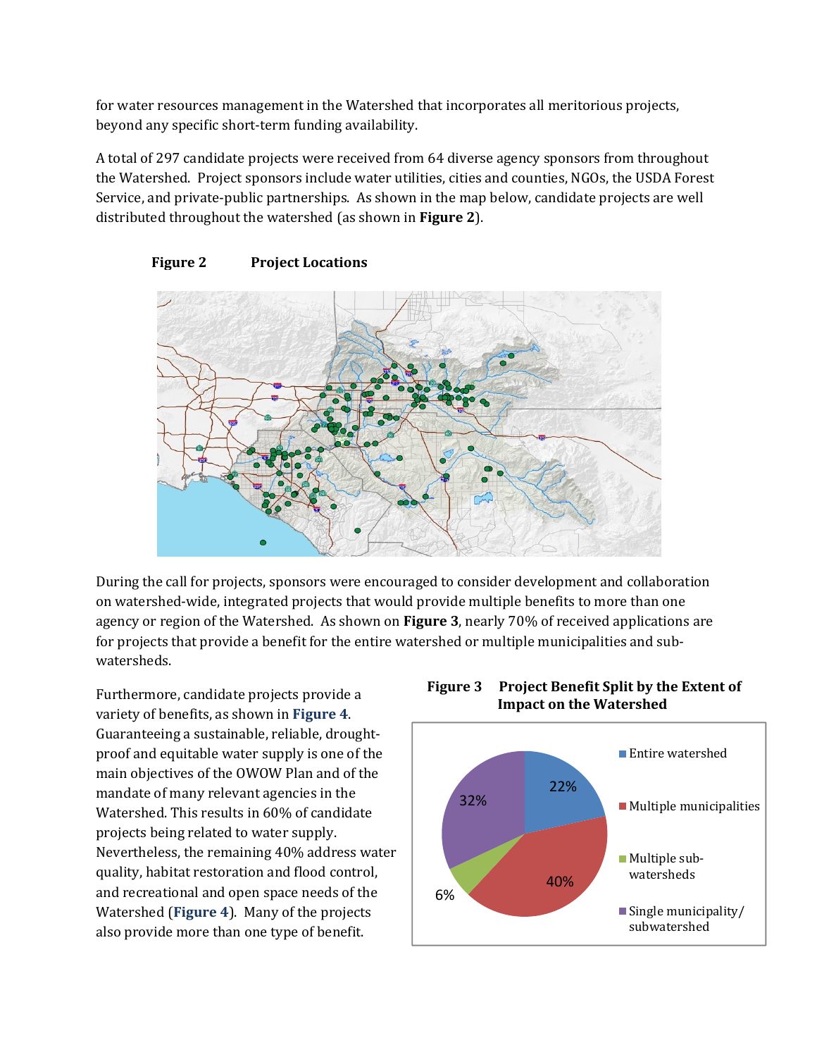for water resources management in the Watershed that incorporates all meritorious projects, beyond any specific short-term funding availability.

A total of 297 candidate projects were received from 64 diverse agency sponsors from throughout the Watershed. Project sponsors include water utilities, cities and counties, NGOs, the USDA Forest Service, and private-public partnerships. As shown in the map below, candidate projects are well distributed throughout the watershed (as shown in **Figure 2**).

**Figure 2 Project Locations**

During the call for projects, sponsors were encouraged to consider development and collaboration on watershed-wide, integrated projects that would provide multiple benefits to more than one agency or region of the Watershed. As shown on **Figure 3**, nearly 70% of received applications are for projects that provide a benefit for the entire watershed or multiple municipalities and sub-watersheds.

Furthermore, candidate projects provide a variety of benefits, as shown in **Figure 4**. Guaranteeing a sustainable, reliable, drought-proof and equitable water supply is one of the main objectives of the OWOW Plan and of the mandate of many relevant agencies in the Watershed. This results in 60% of candidate projects being related to water supply. Nevertheless, the remaining 40% address water quality, habitat restoration and flood control, and recreational and open space needs of the Watershed (**Figure 4**). Many of the projects also provide more than one type of benefit.

**Figure 3 Project Benefit Split by the Extent of Impact on the Watershed**

| Extent of Impact | Share |
|---|---|
| Entire watershed | 22% |
| Multiple municipalities | 40% |
| Multiple sub-watersheds | 6% |
| Single municipality/ subwatershed | 32% |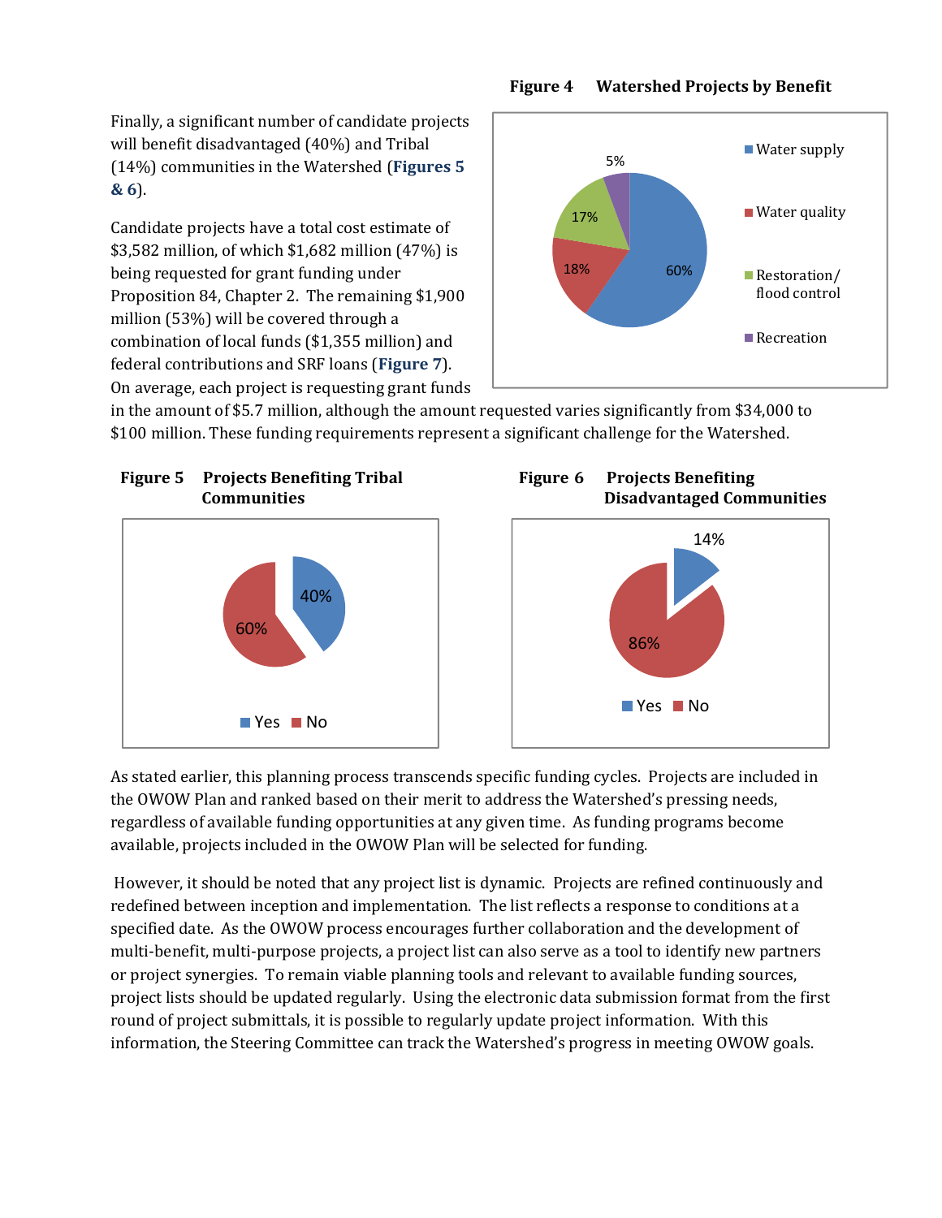Finally, a significant number of candidate projects will benefit disadvantaged (40%) and Tribal (14%) communities in the Watershed (**Figures 5 & 6**).

Candidate projects have a total cost estimate of $3,582 million, of which $1,682 million (47%) is being requested for grant funding under Proposition 84, Chapter 2. The remaining $1,900 million (53%) will be covered through a combination of local funds ($1,355 million) and federal contributions and SRF loans (**Figure 7**). On average, each project is requesting grant funds in the amount of $5.7 million, although the amount requested varies significantly from $34,000 to $100 million. These funding requirements represent a significant challenge for the Watershed.

**Figure 4 Watershed Projects by Benefit**

Water supply 60%, Water quality 18%, Restoration/flood control 17%, Recreation 5%

**Figure 5 Projects Benefiting Tribal Communities**

Yes 40%, No 60%

**Figure 6 Projects Benefiting Disadvantaged Communities**

Yes 14%, No 86%

As stated earlier, this planning process transcends specific funding cycles. Projects are included in the OWOW Plan and ranked based on their merit to address the Watershed's pressing needs, regardless of available funding opportunities at any given time. As funding programs become available, projects included in the OWOW Plan will be selected for funding.

However, it should be noted that any project list is dynamic. Projects are refined continuously and redefined between inception and implementation. The list reflects a response to conditions at a specified date. As the OWOW process encourages further collaboration and the development of multi-benefit, multi-purpose projects, a project list can also serve as a tool to identify new partners or project synergies. To remain viable planning tools and relevant to available funding sources, project lists should be updated regularly. Using the electronic data submission format from the first round of project submittals, it is possible to regularly update project information. With this information, the Steering Committee can track the Watershed's progress in meeting OWOW goals.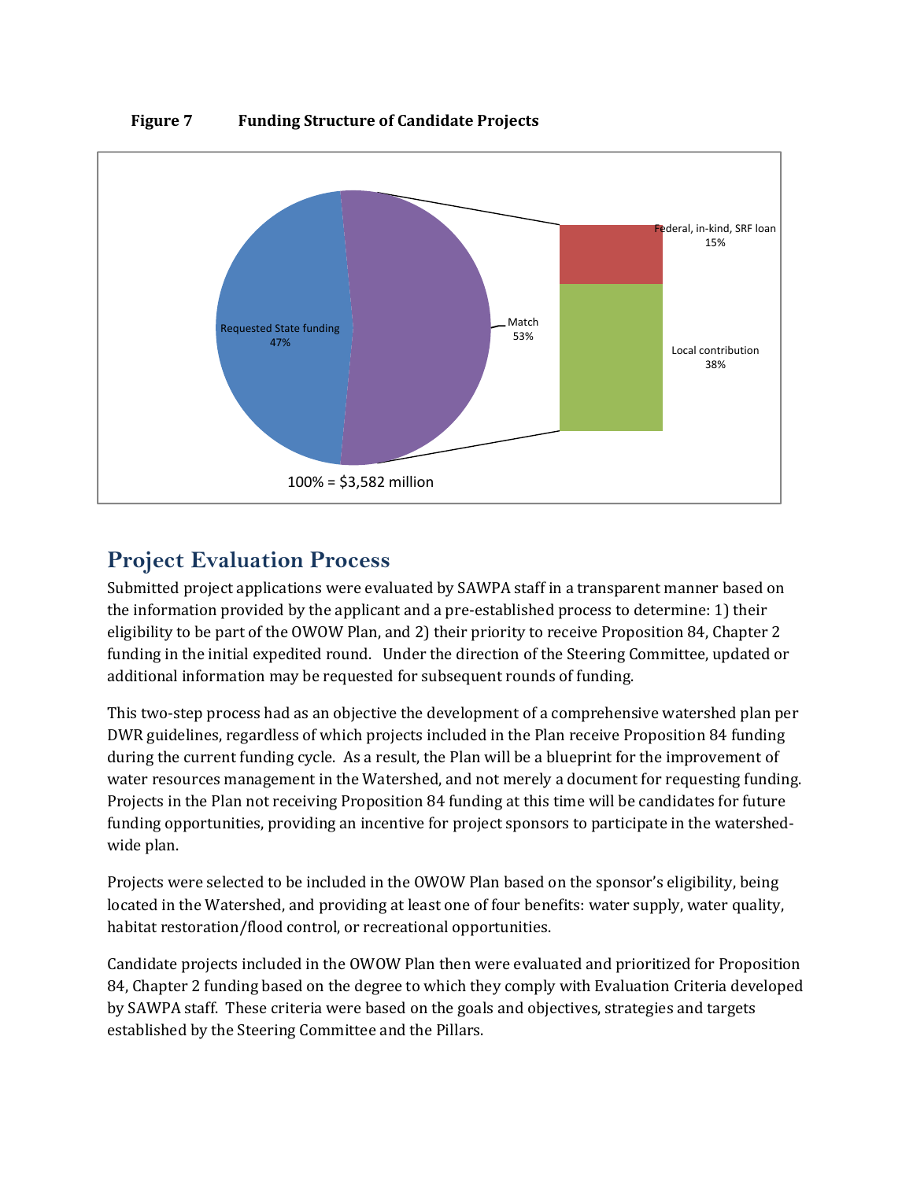**Figure 7 Funding Structure of Candidate Projects**

Requested State funding 47%

Match 53%

Federal, in-kind, SRF loan 15%

Local contribution 38%

100% = $3,582 million

## Project Evaluation Process

Submitted project applications were evaluated by SAWPA staff in a transparent manner based on the information provided by the applicant and a pre-established process to determine: 1) their eligibility to be part of the OWOW Plan, and 2) their priority to receive Proposition 84, Chapter 2 funding in the initial expedited round. Under the direction of the Steering Committee, updated or additional information may be requested for subsequent rounds of funding.

This two-step process had as an objective the development of a comprehensive watershed plan per DWR guidelines, regardless of which projects included in the Plan receive Proposition 84 funding during the current funding cycle. As a result, the Plan will be a blueprint for the improvement of water resources management in the Watershed, and not merely a document for requesting funding. Projects in the Plan not receiving Proposition 84 funding at this time will be candidates for future funding opportunities, providing an incentive for project sponsors to participate in the watershed-wide plan.

Projects were selected to be included in the OWOW Plan based on the sponsor's eligibility, being located in the Watershed, and providing at least one of four benefits: water supply, water quality, habitat restoration/flood control, or recreational opportunities.

Candidate projects included in the OWOW Plan then were evaluated and prioritized for Proposition 84, Chapter 2 funding based on the degree to which they comply with Evaluation Criteria developed by SAWPA staff. These criteria were based on the goals and objectives, strategies and targets established by the Steering Committee and the Pillars.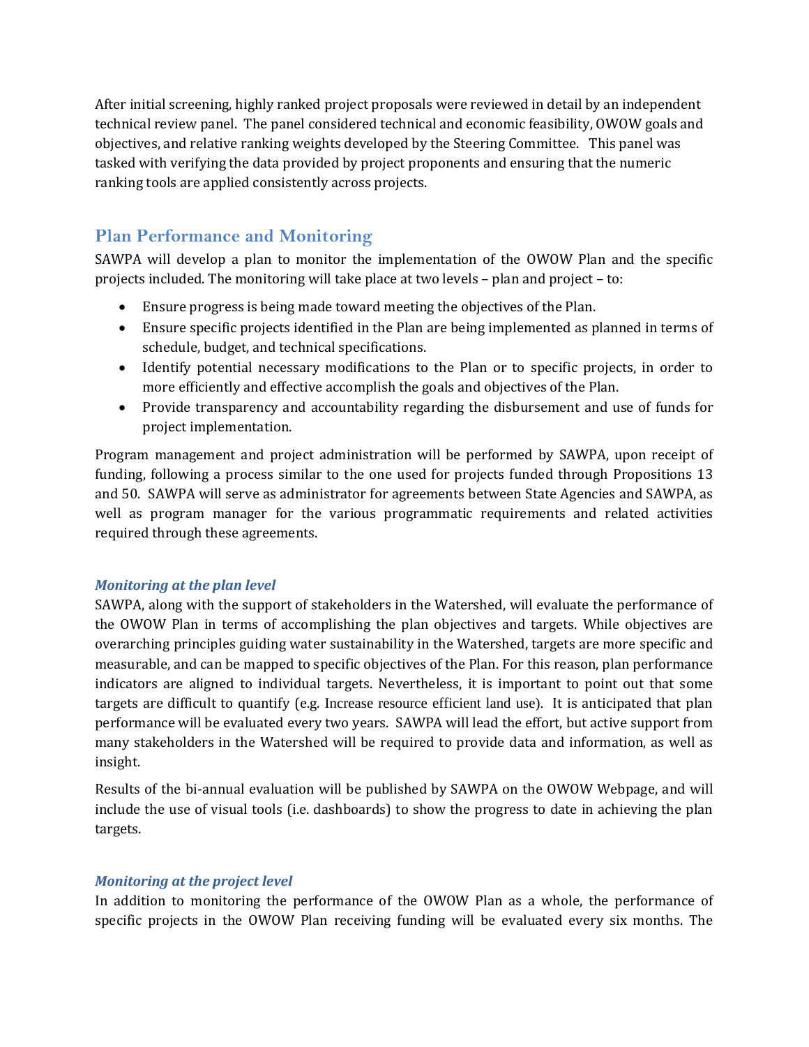After initial screening, highly ranked project proposals were reviewed in detail by an independent technical review panel. The panel considered technical and economic feasibility, OWOW goals and objectives, and relative ranking weights developed by the Steering Committee. This panel was tasked with verifying the data provided by project proponents and ensuring that the numeric ranking tools are applied consistently across projects.

## Plan Performance and Monitoring

SAWPA will develop a plan to monitor the implementation of the OWOW Plan and the specific projects included. The monitoring will take place at two levels – plan and project – to:

- Ensure progress is being made toward meeting the objectives of the Plan.
- Ensure specific projects identified in the Plan are being implemented as planned in terms of schedule, budget, and technical specifications.
- Identify potential necessary modifications to the Plan or to specific projects, in order to more efficiently and effective accomplish the goals and objectives of the Plan.
- Provide transparency and accountability regarding the disbursement and use of funds for project implementation.

Program management and project administration will be performed by SAWPA, upon receipt of funding, following a process similar to the one used for projects funded through Propositions 13 and 50. SAWPA will serve as administrator for agreements between State Agencies and SAWPA, as well as program manager for the various programmatic requirements and related activities required through these agreements.

### *Monitoring at the plan level*

SAWPA, along with the support of stakeholders in the Watershed, will evaluate the performance of the OWOW Plan in terms of accomplishing the plan objectives and targets. While objectives are overarching principles guiding water sustainability in the Watershed, targets are more specific and measurable, and can be mapped to specific objectives of the Plan. For this reason, plan performance indicators are aligned to individual targets. Nevertheless, it is important to point out that some targets are difficult to quantify (e.g. Increase resource efficient land use). It is anticipated that plan performance will be evaluated every two years. SAWPA will lead the effort, but active support from many stakeholders in the Watershed will be required to provide data and information, as well as insight.

Results of the bi-annual evaluation will be published by SAWPA on the OWOW Webpage, and will include the use of visual tools (i.e. dashboards) to show the progress to date in achieving the plan targets.

### *Monitoring at the project level*

In addition to monitoring the performance of the OWOW Plan as a whole, the performance of specific projects in the OWOW Plan receiving funding will be evaluated every six months. The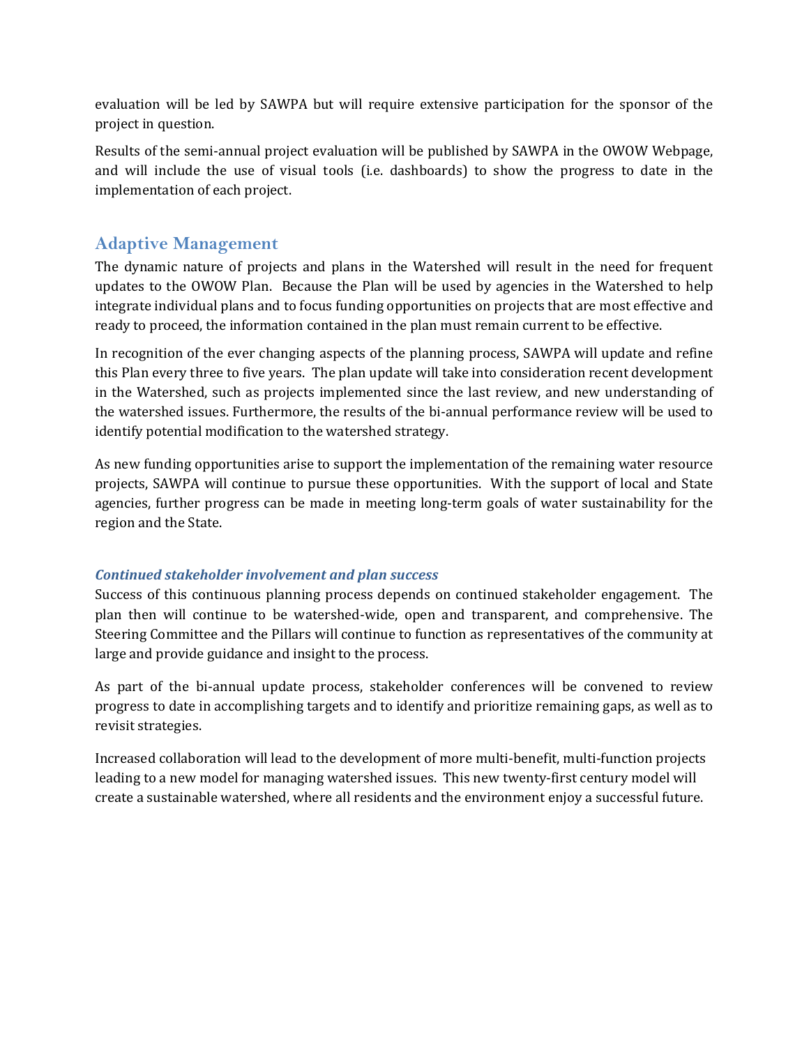evaluation will be led by SAWPA but will require extensive participation for the sponsor of the project in question.

Results of the semi-annual project evaluation will be published by SAWPA in the OWOW Webpage, and will include the use of visual tools (i.e. dashboards) to show the progress to date in the implementation of each project.

## Adaptive Management

The dynamic nature of projects and plans in the Watershed will result in the need for frequent updates to the OWOW Plan. Because the Plan will be used by agencies in the Watershed to help integrate individual plans and to focus funding opportunities on projects that are most effective and ready to proceed, the information contained in the plan must remain current to be effective.

In recognition of the ever changing aspects of the planning process, SAWPA will update and refine this Plan every three to five years. The plan update will take into consideration recent development in the Watershed, such as projects implemented since the last review, and new understanding of the watershed issues. Furthermore, the results of the bi-annual performance review will be used to identify potential modification to the watershed strategy.

As new funding opportunities arise to support the implementation of the remaining water resource projects, SAWPA will continue to pursue these opportunities. With the support of local and State agencies, further progress can be made in meeting long-term goals of water sustainability for the region and the State.

### *Continued stakeholder involvement and plan success*

Success of this continuous planning process depends on continued stakeholder engagement. The plan then will continue to be watershed-wide, open and transparent, and comprehensive. The Steering Committee and the Pillars will continue to function as representatives of the community at large and provide guidance and insight to the process.

As part of the bi-annual update process, stakeholder conferences will be convened to review progress to date in accomplishing targets and to identify and prioritize remaining gaps, as well as to revisit strategies.

Increased collaboration will lead to the development of more multi-benefit, multi-function projects leading to a new model for managing watershed issues. This new twenty-first century model will create a sustainable watershed, where all residents and the environment enjoy a successful future.